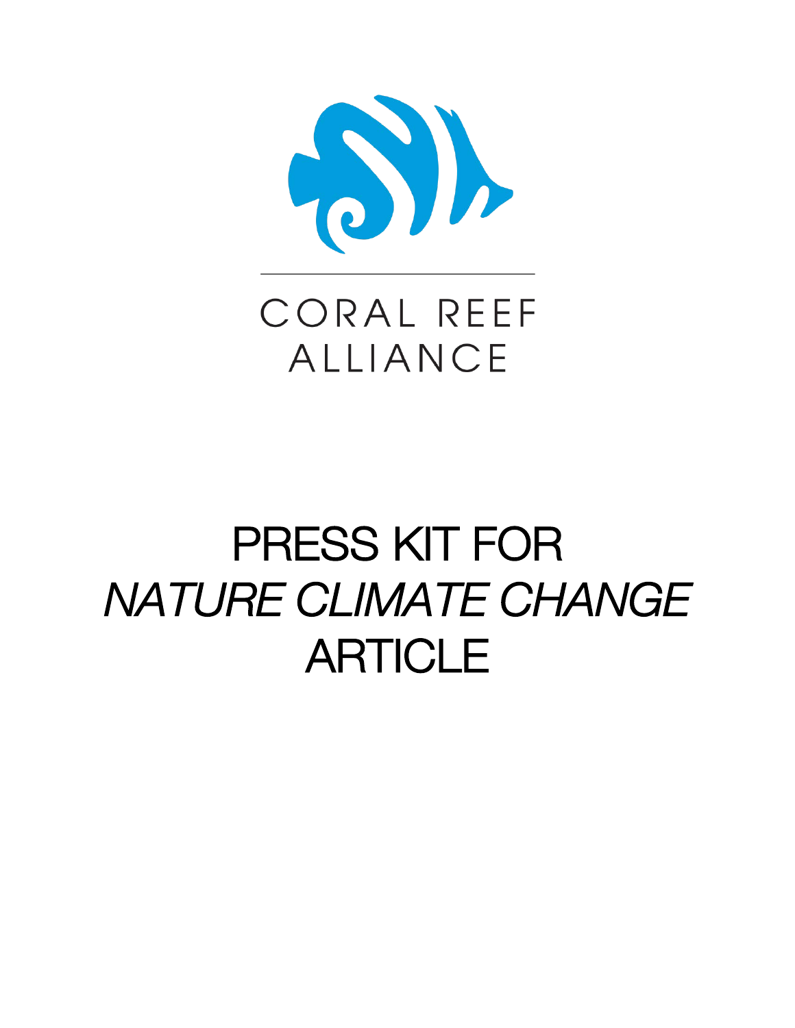CORAL REEF ALLIANCE

# PRESS KIT FOR *NATURE CLIMATE CHANGE* ARTICLE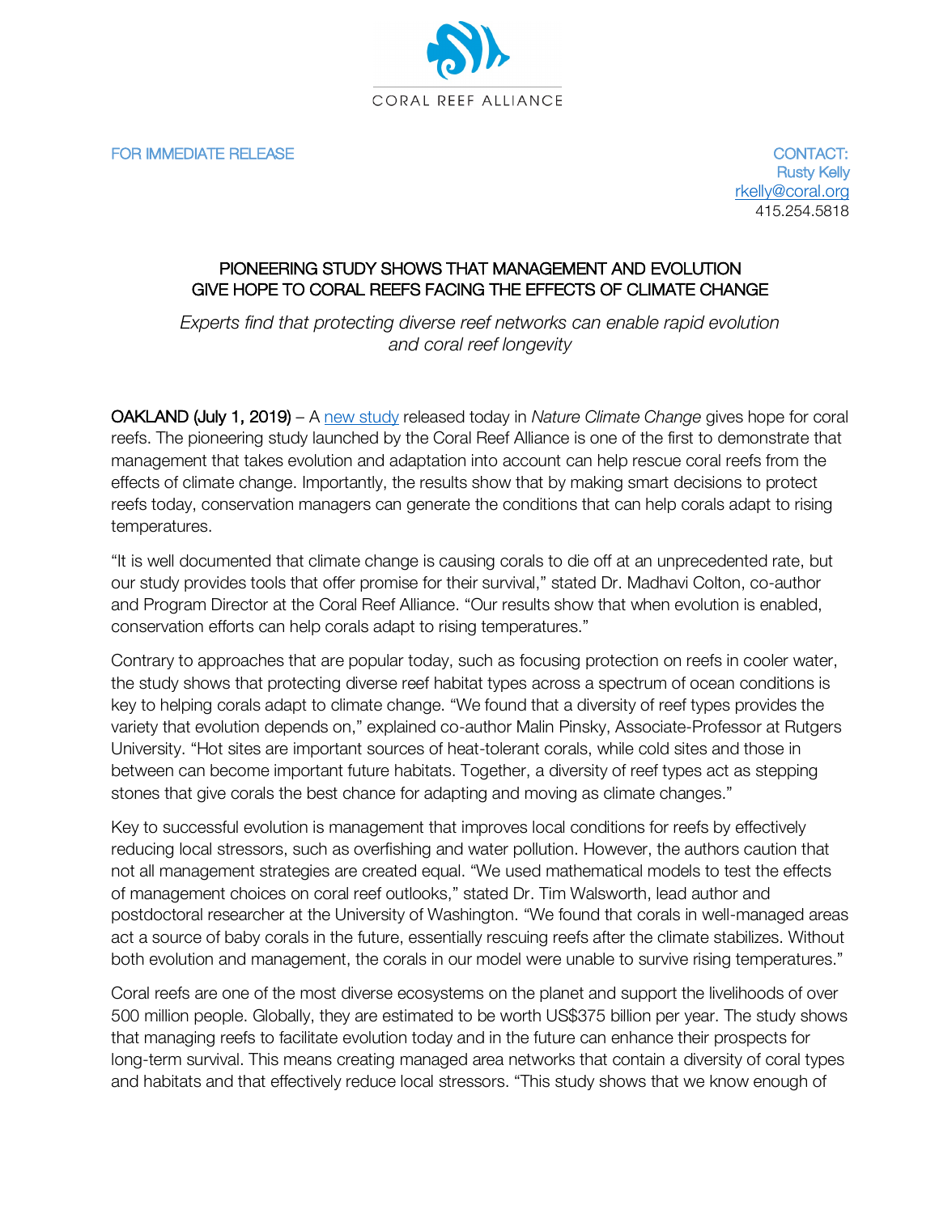CORAL REEF ALLIANCE

FOR IMMEDIATE RELEASE

CONTACT:
Rusty Kelly
[rkelly@coral.org](mailto:rkelly@coral.org)
415.254.5818

## PIONEERING STUDY SHOWS THAT MANAGEMENT AND EVOLUTION GIVE HOPE TO CORAL REEFS FACING THE EFFECTS OF CLIMATE CHANGE

*Experts find that protecting diverse reef networks can enable rapid evolution and coral reef longevity*

**OAKLAND (July 1, 2019)** – A [new study](#) released today in *Nature Climate Change* gives hope for coral reefs. The pioneering study launched by the Coral Reef Alliance is one of the first to demonstrate that management that takes evolution and adaptation into account can help rescue coral reefs from the effects of climate change. Importantly, the results show that by making smart decisions to protect reefs today, conservation managers can generate the conditions that can help corals adapt to rising temperatures.

"It is well documented that climate change is causing corals to die off at an unprecedented rate, but our study provides tools that offer promise for their survival," stated Dr. Madhavi Colton, co-author and Program Director at the Coral Reef Alliance. "Our results show that when evolution is enabled, conservation efforts can help corals adapt to rising temperatures."

Contrary to approaches that are popular today, such as focusing protection on reefs in cooler water, the study shows that protecting diverse reef habitat types across a spectrum of ocean conditions is key to helping corals adapt to climate change. "We found that a diversity of reef types provides the variety that evolution depends on," explained co-author Malin Pinsky, Associate-Professor at Rutgers University. "Hot sites are important sources of heat-tolerant corals, while cold sites and those in between can become important future habitats. Together, a diversity of reef types act as stepping stones that give corals the best chance for adapting and moving as climate changes."

Key to successful evolution is management that improves local conditions for reefs by effectively reducing local stressors, such as overfishing and water pollution. However, the authors caution that not all management strategies are created equal. "We used mathematical models to test the effects of management choices on coral reef outlooks," stated Dr. Tim Walsworth, lead author and postdoctoral researcher at the University of Washington. "We found that corals in well-managed areas act a source of baby corals in the future, essentially rescuing reefs after the climate stabilizes. Without both evolution and management, the corals in our model were unable to survive rising temperatures."

Coral reefs are one of the most diverse ecosystems on the planet and support the livelihoods of over 500 million people. Globally, they are estimated to be worth US$375 billion per year. The study shows that managing reefs to facilitate evolution today and in the future can enhance their prospects for long-term survival. This means creating managed area networks that contain a diversity of coral types and habitats and that effectively reduce local stressors. "This study shows that we know enough of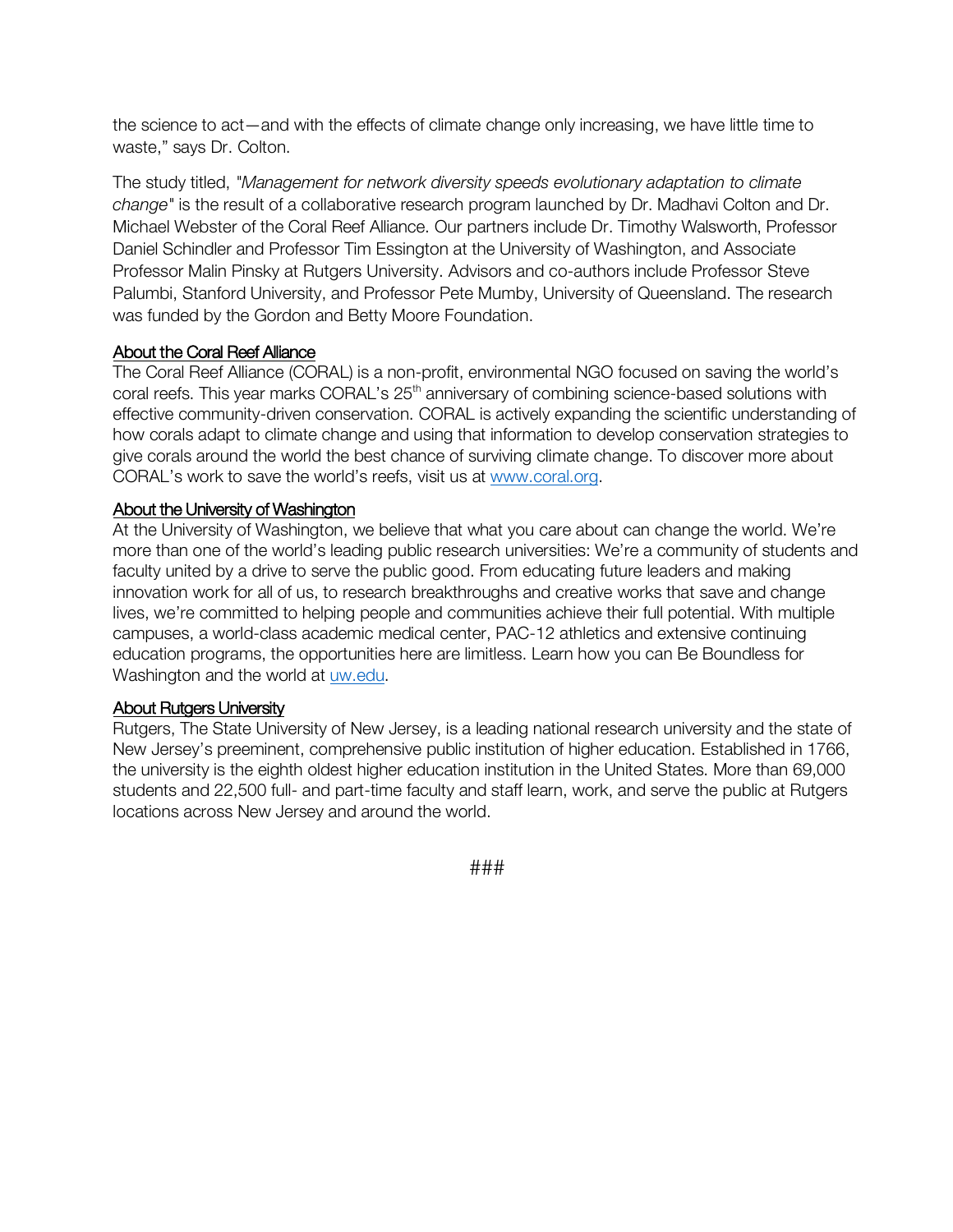the science to act—and with the effects of climate change only increasing, we have little time to waste," says Dr. Colton.

The study titled, "*Management for network diversity speeds evolutionary adaptation to climate change*" is the result of a collaborative research program launched by Dr. Madhavi Colton and Dr. Michael Webster of the Coral Reef Alliance. Our partners include Dr. Timothy Walsworth, Professor Daniel Schindler and Professor Tim Essington at the University of Washington, and Associate Professor Malin Pinsky at Rutgers University. Advisors and co-authors include Professor Steve Palumbi, Stanford University, and Professor Pete Mumby, University of Queensland. The research was funded by the Gordon and Betty Moore Foundation.

## About the Coral Reef Alliance

The Coral Reef Alliance (CORAL) is a non-profit, environmental NGO focused on saving the world's coral reefs. This year marks CORAL's 25th anniversary of combining science-based solutions with effective community-driven conservation. CORAL is actively expanding the scientific understanding of how corals adapt to climate change and using that information to develop conservation strategies to give corals around the world the best chance of surviving climate change. To discover more about CORAL's work to save the world's reefs, visit us at [www.coral.org](www.coral.org).

## About the University of Washington

At the University of Washington, we believe that what you care about can change the world. We're more than one of the world's leading public research universities: We're a community of students and faculty united by a drive to serve the public good. From educating future leaders and making innovation work for all of us, to research breakthroughs and creative works that save and change lives, we're committed to helping people and communities achieve their full potential. With multiple campuses, a world-class academic medical center, PAC-12 athletics and extensive continuing education programs, the opportunities here are limitless. Learn how you can Be Boundless for Washington and the world at [uw.edu](uw.edu).

## About Rutgers University

Rutgers, The State University of New Jersey, is a leading national research university and the state of New Jersey's preeminent, comprehensive public institution of higher education. Established in 1766, the university is the eighth oldest higher education institution in the United States. More than 69,000 students and 22,500 full- and part-time faculty and staff learn, work, and serve the public at Rutgers locations across New Jersey and around the world.

###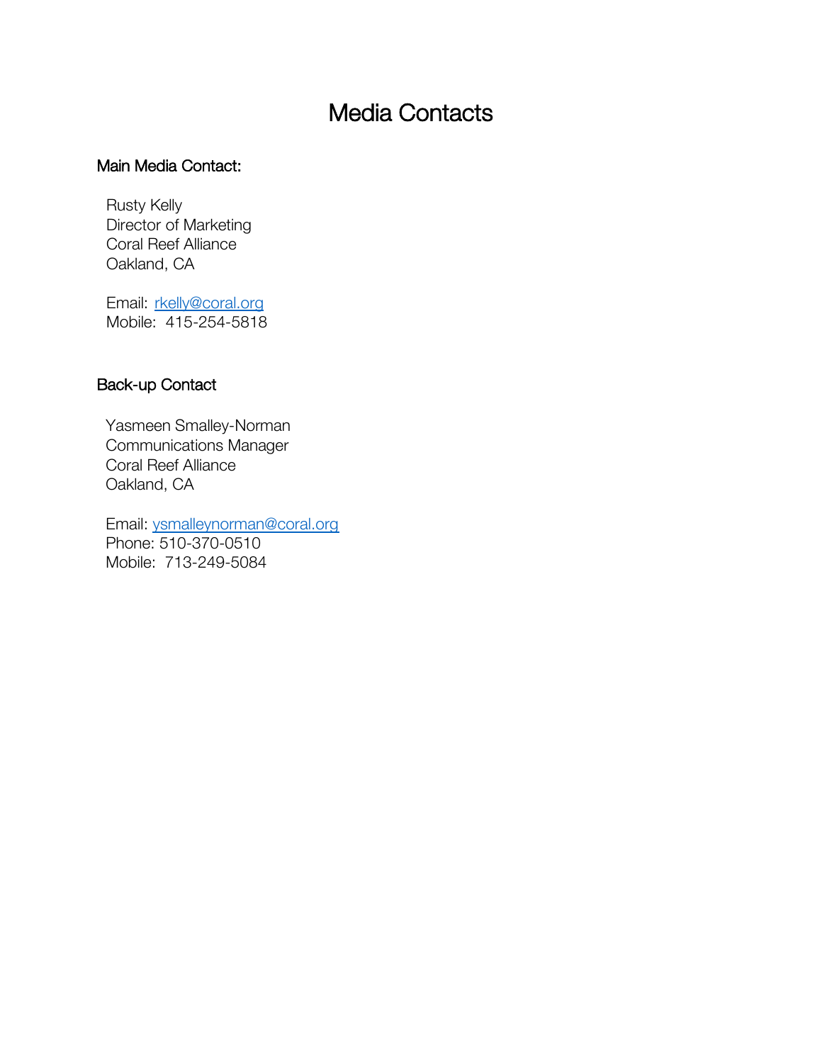# Media Contacts

### Main Media Contact:

Rusty Kelly  
Director of Marketing  
Coral Reef Alliance  
Oakland, CA

Email: rkelly@coral.org  
Mobile: 415-254-5818

### Back-up Contact

Yasmeen Smalley-Norman  
Communications Manager  
Coral Reef Alliance  
Oakland, CA

Email: ysmalleynorman@coral.org  
Phone: 510-370-0510  
Mobile: 713-249-5084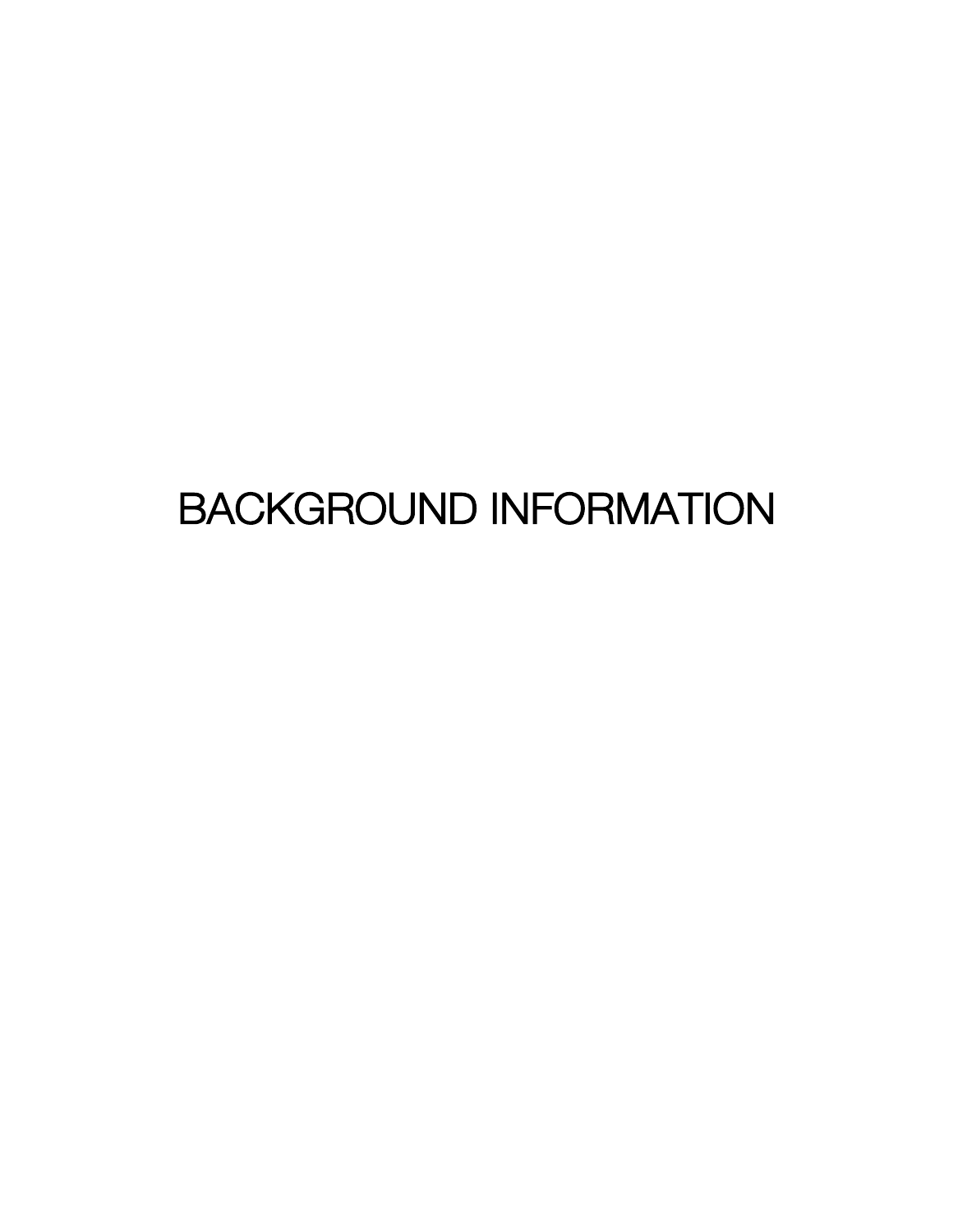# BACKGROUND INFORMATION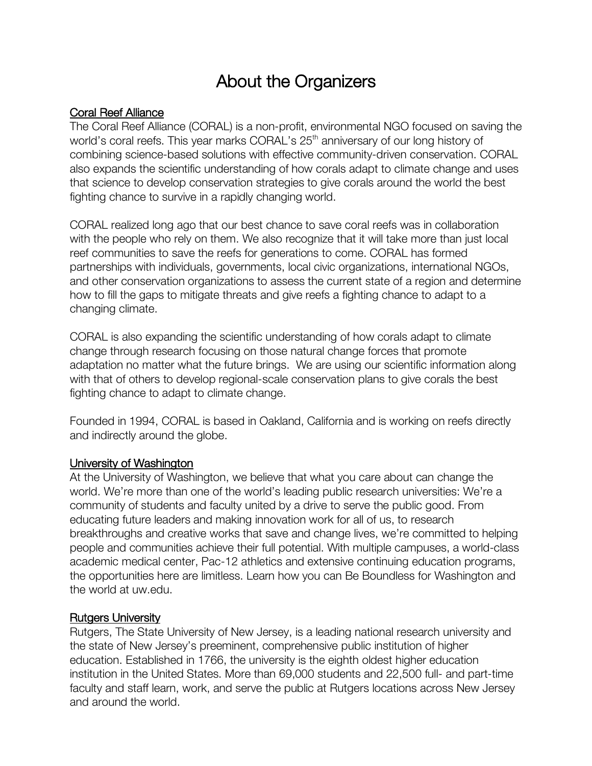# About the Organizers

## Coral Reef Alliance

The Coral Reef Alliance (CORAL) is a non-profit, environmental NGO focused on saving the world's coral reefs. This year marks CORAL's 25th anniversary of our long history of combining science-based solutions with effective community-driven conservation. CORAL also expands the scientific understanding of how corals adapt to climate change and uses that science to develop conservation strategies to give corals around the world the best fighting chance to survive in a rapidly changing world.

CORAL realized long ago that our best chance to save coral reefs was in collaboration with the people who rely on them. We also recognize that it will take more than just local reef communities to save the reefs for generations to come. CORAL has formed partnerships with individuals, governments, local civic organizations, international NGOs, and other conservation organizations to assess the current state of a region and determine how to fill the gaps to mitigate threats and give reefs a fighting chance to adapt to a changing climate.

CORAL is also expanding the scientific understanding of how corals adapt to climate change through research focusing on those natural change forces that promote adaptation no matter what the future brings. We are using our scientific information along with that of others to develop regional-scale conservation plans to give corals the best fighting chance to adapt to climate change.

Founded in 1994, CORAL is based in Oakland, California and is working on reefs directly and indirectly around the globe.

## University of Washington

At the University of Washington, we believe that what you care about can change the world. We're more than one of the world's leading public research universities: We're a community of students and faculty united by a drive to serve the public good. From educating future leaders and making innovation work for all of us, to research breakthroughs and creative works that save and change lives, we're committed to helping people and communities achieve their full potential. With multiple campuses, a world-class academic medical center, Pac-12 athletics and extensive continuing education programs, the opportunities here are limitless. Learn how you can Be Boundless for Washington and the world at uw.edu.

## Rutgers University

Rutgers, The State University of New Jersey, is a leading national research university and the state of New Jersey's preeminent, comprehensive public institution of higher education. Established in 1766, the university is the eighth oldest higher education institution in the United States. More than 69,000 students and 22,500 full- and part-time faculty and staff learn, work, and serve the public at Rutgers locations across New Jersey and around the world.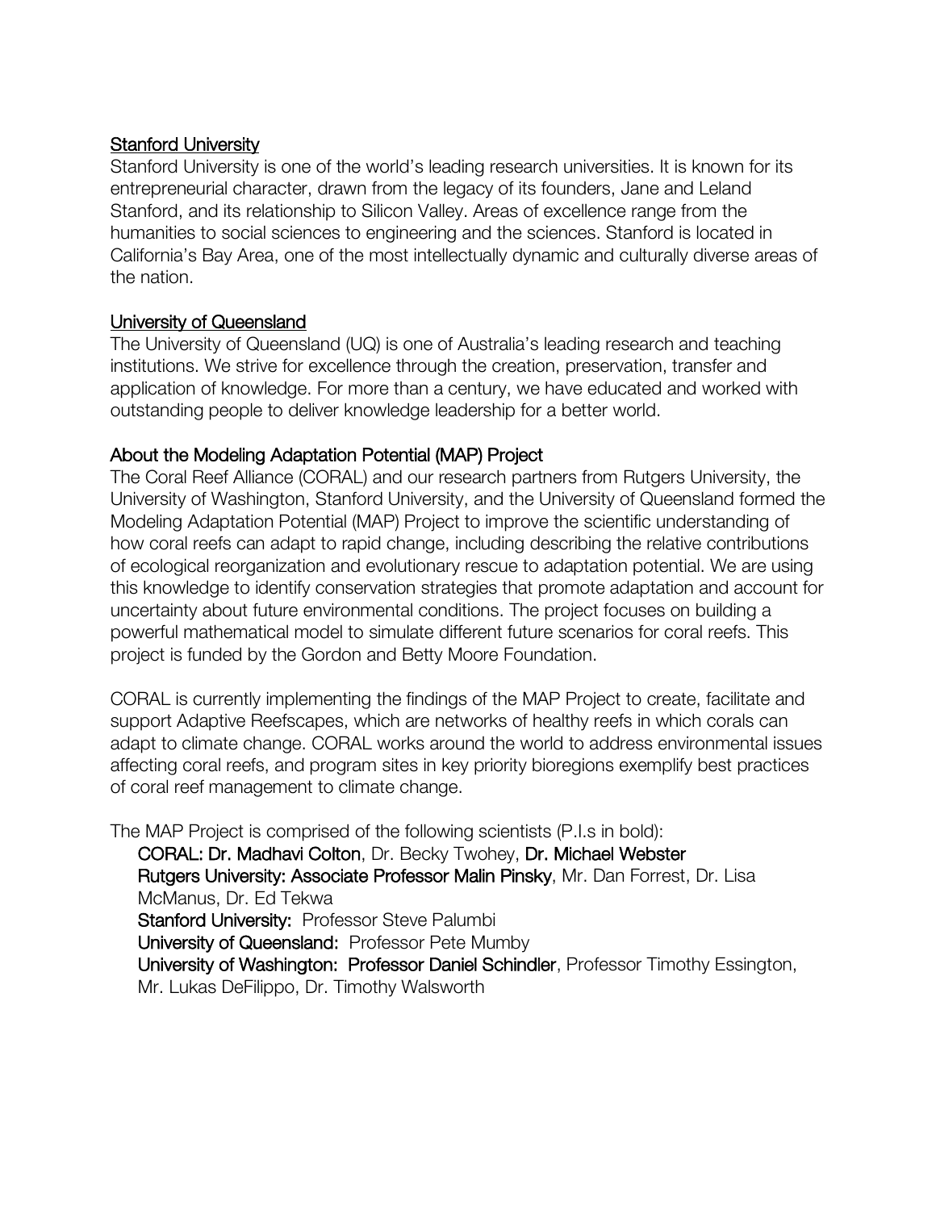## Stanford University

Stanford University is one of the world's leading research universities. It is known for its entrepreneurial character, drawn from the legacy of its founders, Jane and Leland Stanford, and its relationship to Silicon Valley. Areas of excellence range from the humanities to social sciences to engineering and the sciences. Stanford is located in California's Bay Area, one of the most intellectually dynamic and culturally diverse areas of the nation.

## University of Queensland

The University of Queensland (UQ) is one of Australia's leading research and teaching institutions. We strive for excellence through the creation, preservation, transfer and application of knowledge. For more than a century, we have educated and worked with outstanding people to deliver knowledge leadership for a better world.

## About the Modeling Adaptation Potential (MAP) Project

The Coral Reef Alliance (CORAL) and our research partners from Rutgers University, the University of Washington, Stanford University, and the University of Queensland formed the Modeling Adaptation Potential (MAP) Project to improve the scientific understanding of how coral reefs can adapt to rapid change, including describing the relative contributions of ecological reorganization and evolutionary rescue to adaptation potential. We are using this knowledge to identify conservation strategies that promote adaptation and account for uncertainty about future environmental conditions. The project focuses on building a powerful mathematical model to simulate different future scenarios for coral reefs. This project is funded by the Gordon and Betty Moore Foundation.

CORAL is currently implementing the findings of the MAP Project to create, facilitate and support Adaptive Reefscapes, which are networks of healthy reefs in which corals can adapt to climate change. CORAL works around the world to address environmental issues affecting coral reefs, and program sites in key priority bioregions exemplify best practices of coral reef management to climate change.

The MAP Project is comprised of the following scientists (P.I.s in bold):

- **CORAL: Dr. Madhavi Colton**, Dr. Becky Twohey, **Dr. Michael Webster**
- **Rutgers University: Associate Professor Malin Pinsky**, Mr. Dan Forrest, Dr. Lisa McManus, Dr. Ed Tekwa
- **Stanford University:** Professor Steve Palumbi
- **University of Queensland:** Professor Pete Mumby
- **University of Washington: Professor Daniel Schindler**, Professor Timothy Essington, Mr. Lukas DeFilippo, Dr. Timothy Walsworth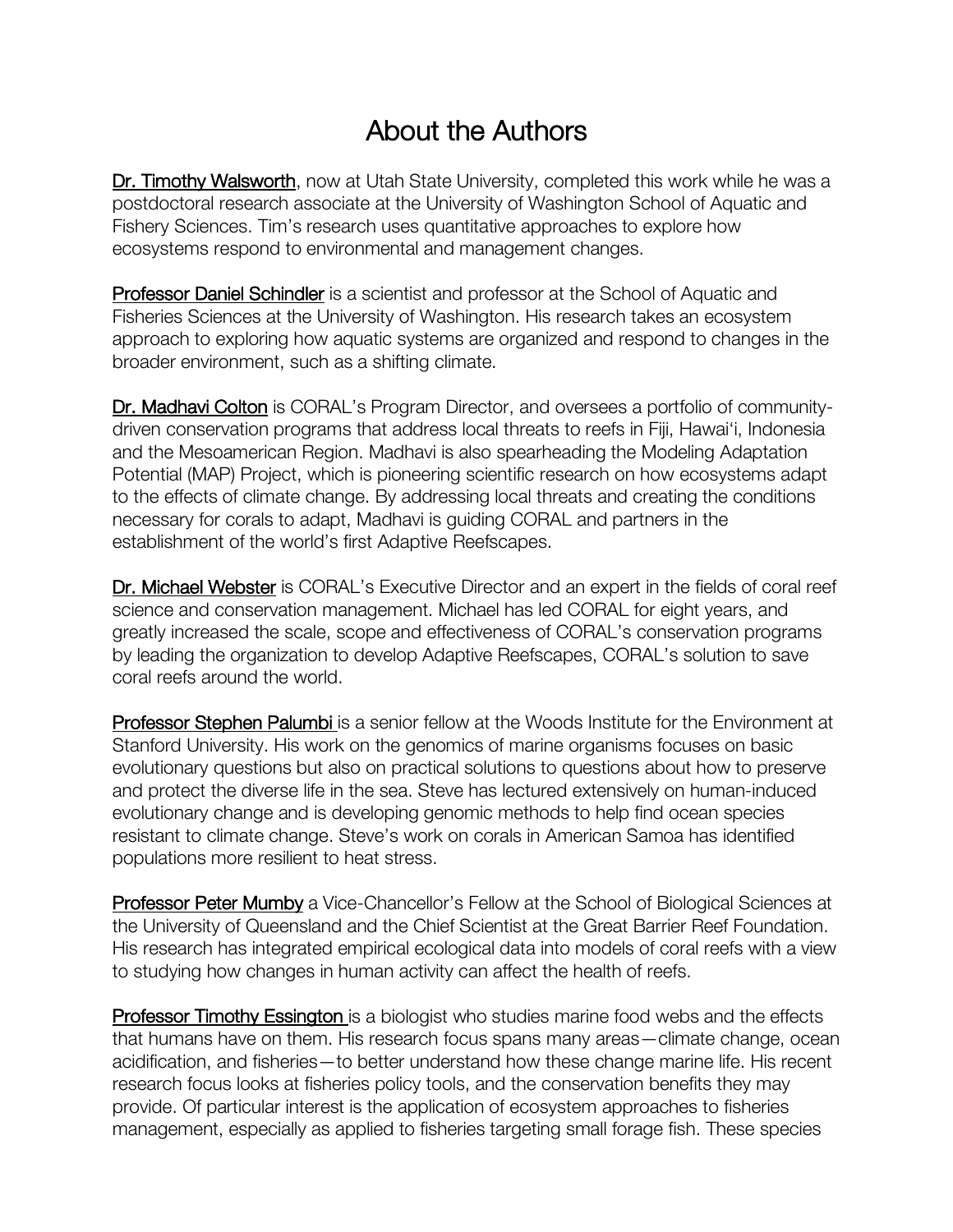# About the Authors

Dr. Timothy Walsworth, now at Utah State University, completed this work while he was a postdoctoral research associate at the University of Washington School of Aquatic and Fishery Sciences. Tim's research uses quantitative approaches to explore how ecosystems respond to environmental and management changes.

Professor Daniel Schindler is a scientist and professor at the School of Aquatic and Fisheries Sciences at the University of Washington. His research takes an ecosystem approach to exploring how aquatic systems are organized and respond to changes in the broader environment, such as a shifting climate.

Dr. Madhavi Colton is CORAL's Program Director, and oversees a portfolio of community-driven conservation programs that address local threats to reefs in Fiji, Hawai'i, Indonesia and the Mesoamerican Region. Madhavi is also spearheading the Modeling Adaptation Potential (MAP) Project, which is pioneering scientific research on how ecosystems adapt to the effects of climate change. By addressing local threats and creating the conditions necessary for corals to adapt, Madhavi is guiding CORAL and partners in the establishment of the world's first Adaptive Reefscapes.

Dr. Michael Webster is CORAL's Executive Director and an expert in the fields of coral reef science and conservation management. Michael has led CORAL for eight years, and greatly increased the scale, scope and effectiveness of CORAL's conservation programs by leading the organization to develop Adaptive Reefscapes, CORAL's solution to save coral reefs around the world.

Professor Stephen Palumbi is a senior fellow at the Woods Institute for the Environment at Stanford University. His work on the genomics of marine organisms focuses on basic evolutionary questions but also on practical solutions to questions about how to preserve and protect the diverse life in the sea. Steve has lectured extensively on human-induced evolutionary change and is developing genomic methods to help find ocean species resistant to climate change. Steve's work on corals in American Samoa has identified populations more resilient to heat stress.

Professor Peter Mumby a Vice-Chancellor's Fellow at the School of Biological Sciences at the University of Queensland and the Chief Scientist at the Great Barrier Reef Foundation. His research has integrated empirical ecological data into models of coral reefs with a view to studying how changes in human activity can affect the health of reefs.

Professor Timothy Essington is a biologist who studies marine food webs and the effects that humans have on them. His research focus spans many areas—climate change, ocean acidification, and fisheries—to better understand how these change marine life. His recent research focus looks at fisheries policy tools, and the conservation benefits they may provide. Of particular interest is the application of ecosystem approaches to fisheries management, especially as applied to fisheries targeting small forage fish. These species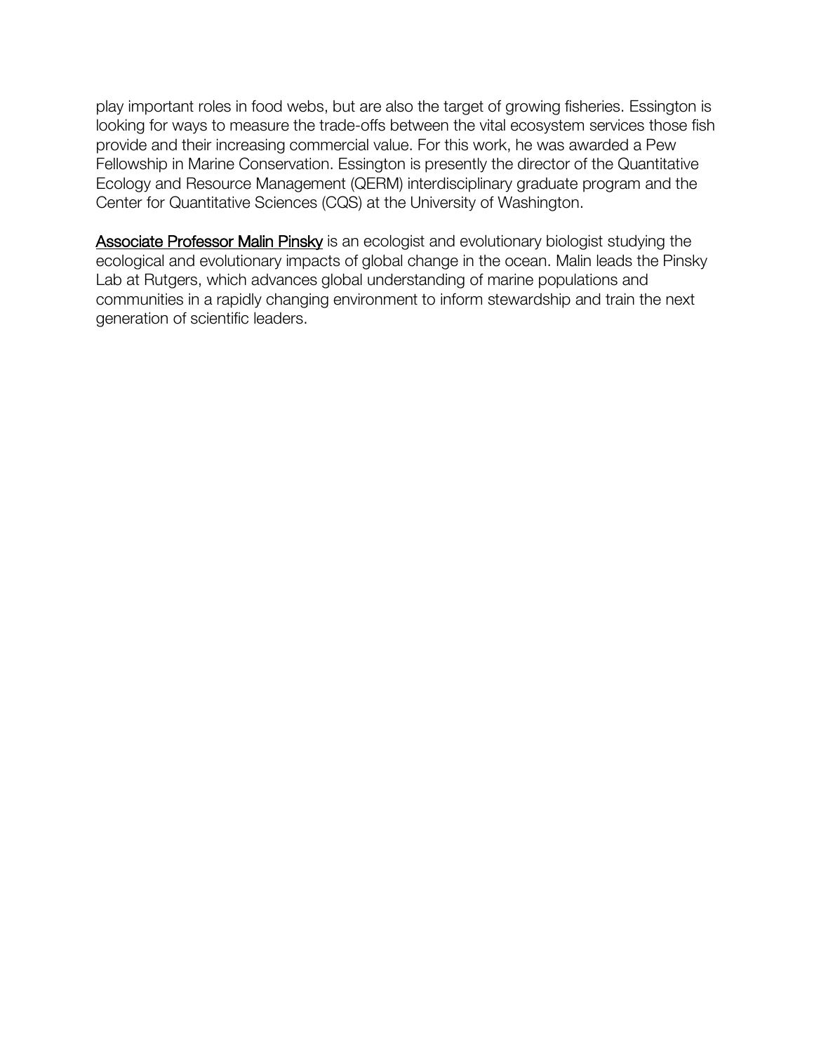play important roles in food webs, but are also the target of growing fisheries. Essington is looking for ways to measure the trade-offs between the vital ecosystem services those fish provide and their increasing commercial value. For this work, he was awarded a Pew Fellowship in Marine Conservation. Essington is presently the director of the Quantitative Ecology and Resource Management (QERM) interdisciplinary graduate program and the Center for Quantitative Sciences (CQS) at the University of Washington.

Associate Professor Malin Pinsky is an ecologist and evolutionary biologist studying the ecological and evolutionary impacts of global change in the ocean. Malin leads the Pinsky Lab at Rutgers, which advances global understanding of marine populations and communities in a rapidly changing environment to inform stewardship and train the next generation of scientific leaders.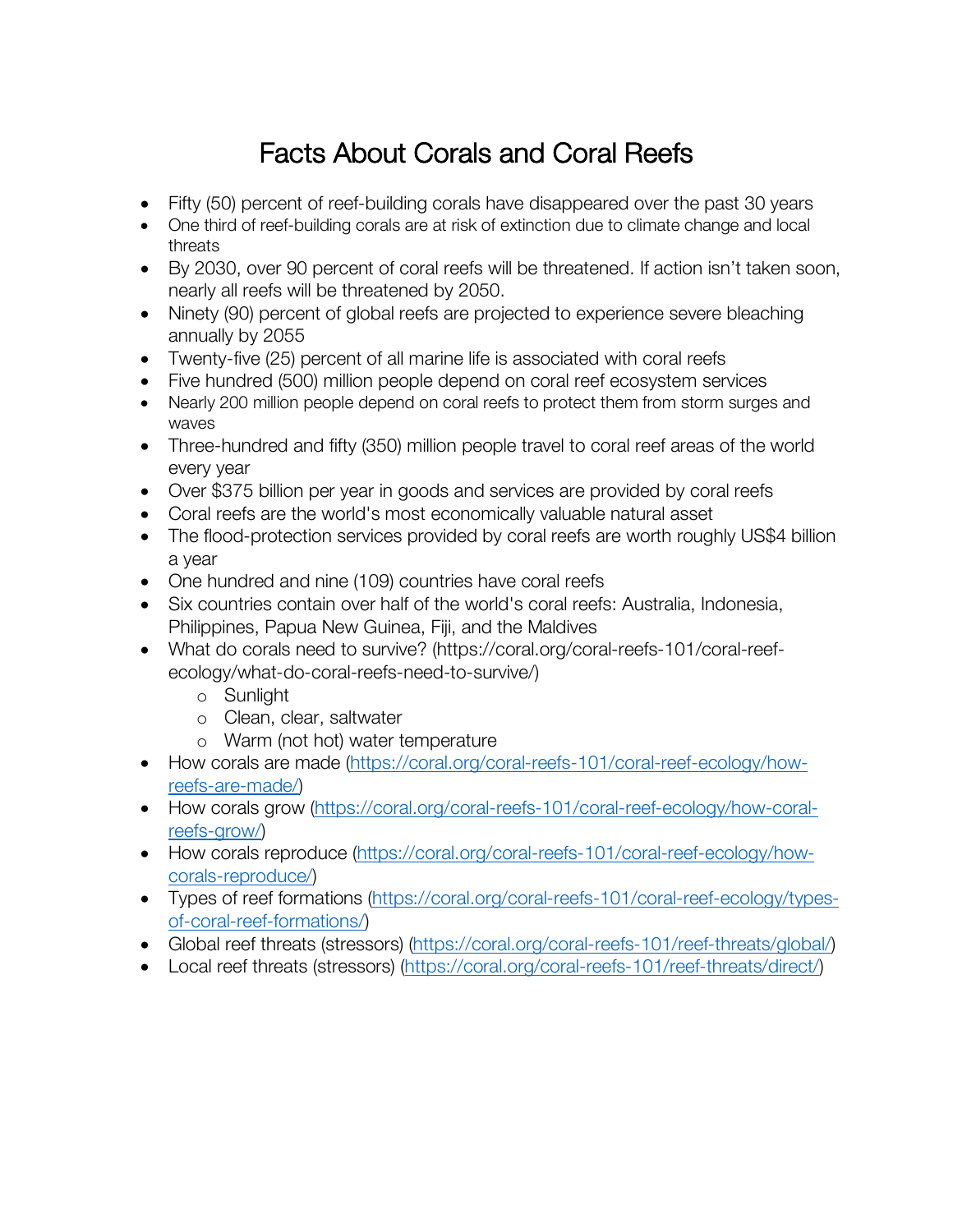# Facts About Corals and Coral Reefs

- Fifty (50) percent of reef-building corals have disappeared over the past 30 years
- One third of reef-building corals are at risk of extinction due to climate change and local threats
- By 2030, over 90 percent of coral reefs will be threatened. If action isn't taken soon, nearly all reefs will be threatened by 2050.
- Ninety (90) percent of global reefs are projected to experience severe bleaching annually by 2055
- Twenty-five (25) percent of all marine life is associated with coral reefs
- Five hundred (500) million people depend on coral reef ecosystem services
- Nearly 200 million people depend on coral reefs to protect them from storm surges and waves
- Three-hundred and fifty (350) million people travel to coral reef areas of the world every year
- Over $375 billion per year in goods and services are provided by coral reefs
- Coral reefs are the world's most economically valuable natural asset
- The flood-protection services provided by coral reefs are worth roughly US$4 billion a year
- One hundred and nine (109) countries have coral reefs
- Six countries contain over half of the world's coral reefs: Australia, Indonesia, Philippines, Papua New Guinea, Fiji, and the Maldives
- What do corals need to survive? (https://coral.org/coral-reefs-101/coral-reef-ecology/what-do-coral-reefs-need-to-survive/)
  - Sunlight
  - Clean, clear, saltwater
  - Warm (not hot) water temperature
- How corals are made (https://coral.org/coral-reefs-101/coral-reef-ecology/how-reefs-are-made/)
- How corals grow (https://coral.org/coral-reefs-101/coral-reef-ecology/how-coral-reefs-grow/)
- How corals reproduce (https://coral.org/coral-reefs-101/coral-reef-ecology/how-corals-reproduce/)
- Types of reef formations (https://coral.org/coral-reefs-101/coral-reef-ecology/types-of-coral-reef-formations/)
- Global reef threats (stressors) (https://coral.org/coral-reefs-101/reef-threats/global/)
- Local reef threats (stressors) (https://coral.org/coral-reefs-101/reef-threats/direct/)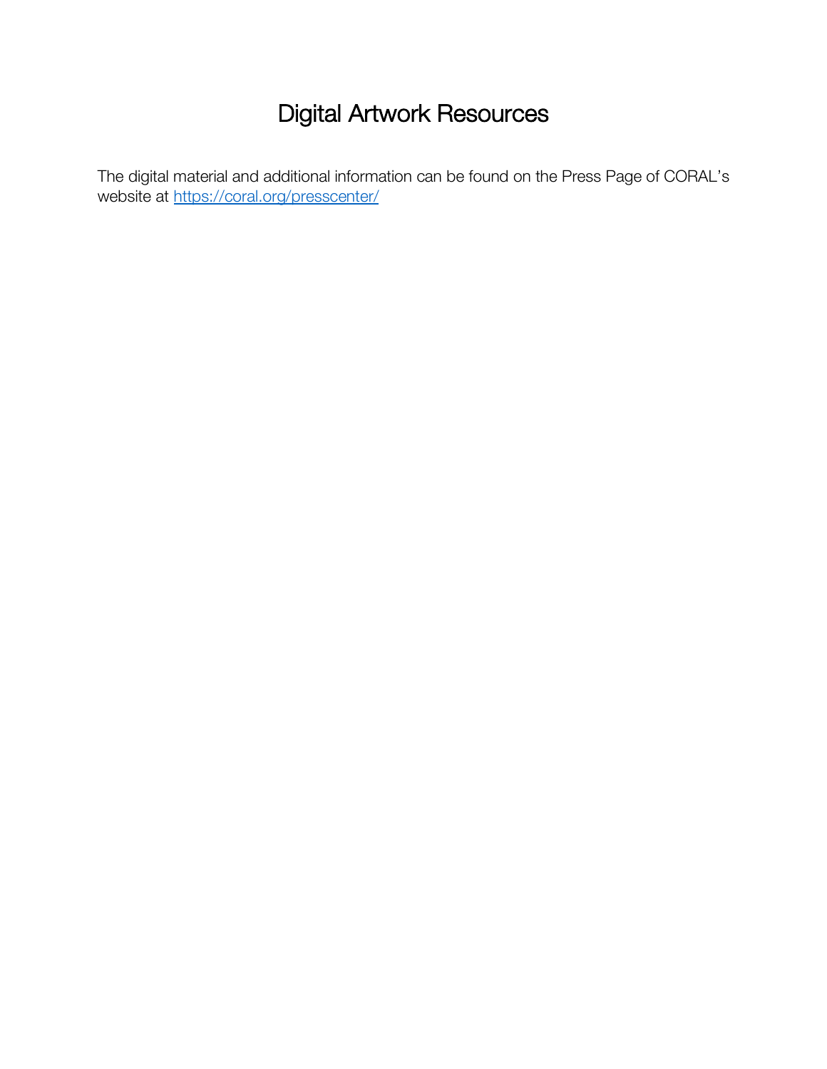# Digital Artwork Resources

The digital material and additional information can be found on the Press Page of CORAL's website at https://coral.org/presscenter/